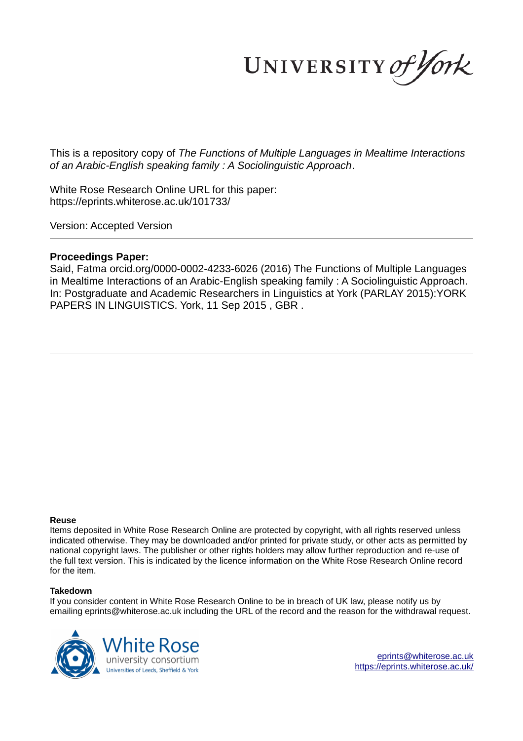UNIVERSITY of York

This is a repository copy of *The Functions of Multiple Languages in Mealtime Interactions of an Arabic-English speaking family : A Sociolinguistic Approach*.

White Rose Research Online URL for this paper:
https://eprints.whiterose.ac.uk/101733/

Version: Accepted Version

**Proceedings Paper:**

Said, Fatma orcid.org/0000-0002-4233-6026 (2016) The Functions of Multiple Languages in Mealtime Interactions of an Arabic-English speaking family : A Sociolinguistic Approach. In: Postgraduate and Academic Researchers in Linguistics at York (PARLAY 2015):YORK PAPERS IN LINGUISTICS. York, 11 Sep 2015 , GBR .

**Reuse**

Items deposited in White Rose Research Online are protected by copyright, with all rights reserved unless indicated otherwise. They may be downloaded and/or printed for private study, or other acts as permitted by national copyright laws. The publisher or other rights holders may allow further reproduction and re-use of the full text version. This is indicated by the licence information on the White Rose Research Online record for the item.

**Takedown**

If you consider content in White Rose Research Online to be in breach of UK law, please notify us by emailing eprints@whiterose.ac.uk including the URL of the record and the reason for the withdrawal request.

White Rose university consortium
Universities of Leeds, Sheffield & York

eprints@whiterose.ac.uk
https://eprints.whiterose.ac.uk/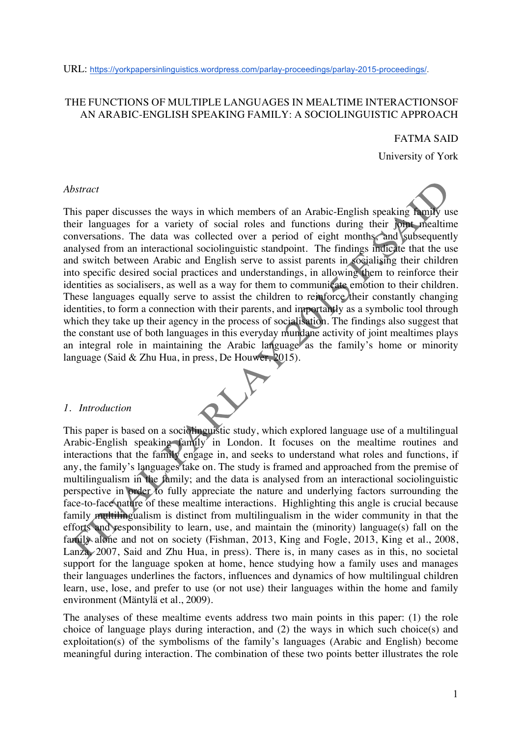URL: https://yorkpapersinlinguistics.wordpress.com/parlay-proceedings/parlay-2015-proceedings/.

# THE FUNCTIONS OF MULTIPLE LANGUAGES IN MEALTIME INTERACTIONSOF AN ARABIC-ENGLISH SPEAKING FAMILY: A SOCIOLINGUISTIC APPROACH

FATMA SAID

University of York

*Abstract*

This paper discusses the ways in which members of an Arabic-English speaking family use their languages for a variety of social roles and functions during their joint mealtime conversations. The data was collected over a period of eight months, and subsequently analysed from an interactional sociolinguistic standpoint. The findings indicate that the use and switch between Arabic and English serve to assist parents in socialising their children into specific desired social practices and understandings, in allowing them to reinforce their identities as socialisers, as well as a way for them to communicate emotion to their children. These languages equally serve to assist the children to reinforce their constantly changing identities, to form a connection with their parents, and importantly as a symbolic tool through which they take up their agency in the process of socialisation. The findings also suggest that the constant use of both languages in this everyday mundane activity of joint mealtimes plays an integral role in maintaining the Arabic language as the family's home or minority language (Said & Zhu Hua, in press, De Houwer, 2015).

## *1. Introduction*

This paper is based on a sociolinguistic study, which explored language use of a multilingual Arabic-English speaking family in London. It focuses on the mealtime routines and interactions that the family engage in, and seeks to understand what roles and functions, if any, the family's languages take on. The study is framed and approached from the premise of multilingualism in the family; and the data is analysed from an interactional sociolinguistic perspective in order to fully appreciate the nature and underlying factors surrounding the face-to-face nature of these mealtime interactions. Highlighting this angle is crucial because family multilingualism is distinct from multilingualism in the wider community in that the efforts and responsibility to learn, use, and maintain the (minority) language(s) fall on the family alone and not on society (Fishman, 2013, King and Fogle, 2013, King et al., 2008, Lanza, 2007, Said and Zhu Hua, in press). There is, in many cases as in this, no societal support for the language spoken at home, hence studying how a family uses and manages their languages underlines the factors, influences and dynamics of how multilingual children learn, use, lose, and prefer to use (or not use) their languages within the home and family environment (Mäntylä et al., 2009).

The analyses of these mealtime events address two main points in this paper: (1) the role choice of language plays during interaction, and (2) the ways in which such choice(s) and exploitation(s) of the symbolisms of the family's languages (Arabic and English) become meaningful during interaction. The combination of these two points better illustrates the role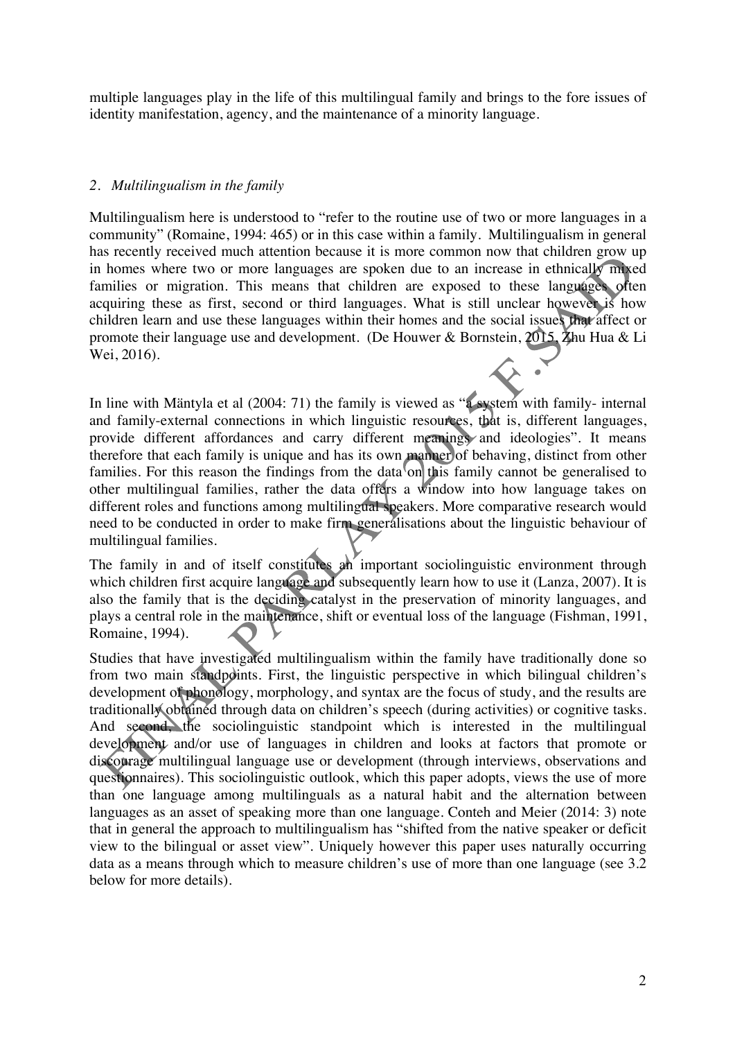multiple languages play in the life of this multilingual family and brings to the fore issues of identity manifestation, agency, and the maintenance of a minority language.

## 2. *Multilingualism in the family*

Multilingualism here is understood to "refer to the routine use of two or more languages in a community" (Romaine, 1994: 465) or in this case within a family. Multilingualism in general has recently received much attention because it is more common now that children grow up in homes where two or more languages are spoken due to an increase in ethnically mixed families or migration. This means that children are exposed to these languages often acquiring these as first, second or third languages. What is still unclear however is how children learn and use these languages within their homes and the social issues that affect or promote their language use and development. (De Houwer & Bornstein, 2015, Zhu Hua & Li Wei, 2016).

In line with Mäntyla et al (2004: 71) the family is viewed as "a system with family- internal and family-external connections in which linguistic resources, that is, different languages, provide different affordances and carry different meanings and ideologies". It means therefore that each family is unique and has its own manner of behaving, distinct from other families. For this reason the findings from the data on this family cannot be generalised to other multilingual families, rather the data offers a window into how language takes on different roles and functions among multilingual speakers. More comparative research would need to be conducted in order to make firm generalisations about the linguistic behaviour of multilingual families.

The family in and of itself constitutes an important sociolinguistic environment through which children first acquire language and subsequently learn how to use it (Lanza, 2007). It is also the family that is the deciding catalyst in the preservation of minority languages, and plays a central role in the maintenance, shift or eventual loss of the language (Fishman, 1991, Romaine, 1994).

Studies that have investigated multilingualism within the family have traditionally done so from two main standpoints. First, the linguistic perspective in which bilingual children's development of phonology, morphology, and syntax are the focus of study, and the results are traditionally obtained through data on children's speech (during activities) or cognitive tasks. And second, the sociolinguistic standpoint which is interested in the multilingual development and/or use of languages in children and looks at factors that promote or discourage multilingual language use or development (through interviews, observations and questionnaires). This sociolinguistic outlook, which this paper adopts, views the use of more than one language among multilinguals as a natural habit and the alternation between languages as an asset of speaking more than one language. Conteh and Meier (2014: 3) note that in general the approach to multilingualism has "shifted from the native speaker or deficit view to the bilingual or asset view". Uniquely however this paper uses naturally occurring data as a means through which to measure children's use of more than one language (see 3.2 below for more details).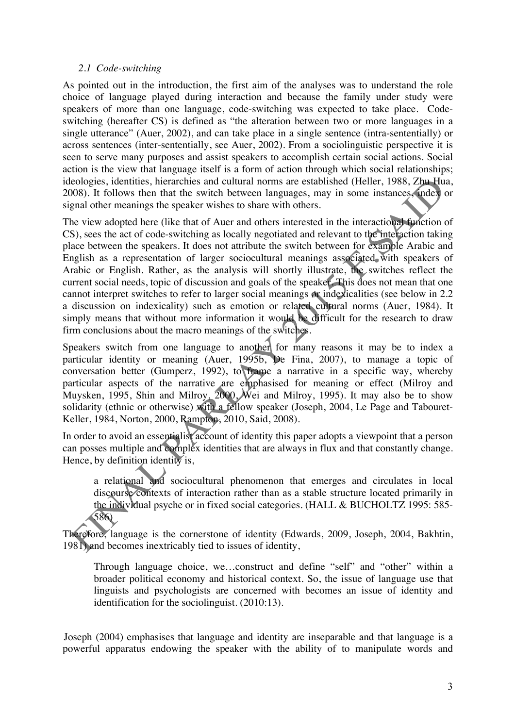### *2.1 Code-switching*

As pointed out in the introduction, the first aim of the analyses was to understand the role choice of language played during interaction and because the family under study were speakers of more than one language, code-switching was expected to take place. Code-switching (hereafter CS) is defined as "the alteration between two or more languages in a single utterance" (Auer, 2002), and can take place in a single sentence (intra-sententially) or across sentences (inter-sententially, see Auer, 2002). From a sociolinguistic perspective it is seen to serve many purposes and assist speakers to accomplish certain social actions. Social action is the view that language itself is a form of action through which social relationships; ideologies, identities, hierarchies and cultural norms are established (Heller, 1988, Zhu Hua, 2008). It follows then that the switch between languages, may in some instances, index or signal other meanings the speaker wishes to share with others.

The view adopted here (like that of Auer and others interested in the interactional function of CS), sees the act of code-switching as locally negotiated and relevant to the interaction taking place between the speakers. It does not attribute the switch between for example Arabic and English as a representation of larger sociocultural meanings associated with speakers of Arabic or English. Rather, as the analysis will shortly illustrate, the switches reflect the current social needs, topic of discussion and goals of the speaker. This does not mean that one cannot interpret switches to refer to larger social meanings or indexicalities (see below in 2.2 a discussion on indexicality) such as emotion or related cultural norms (Auer, 1984). It simply means that without more information it would be difficult for the research to draw firm conclusions about the macro meanings of the switches.

Speakers switch from one language to another for many reasons it may be to index a particular identity or meaning (Auer, 1995b, De Fina, 2007), to manage a topic of conversation better (Gumperz, 1992), to frame a narrative in a specific way, whereby particular aspects of the narrative are emphasised for meaning or effect (Milroy and Muysken, 1995, Shin and Milroy, 2000, Wei and Milroy, 1995). It may also be to show solidarity (ethnic or otherwise) with a fellow speaker (Joseph, 2004, Le Page and Tabouret-Keller, 1984, Norton, 2000, Rampton, 2010, Said, 2008).

In order to avoid an essentialist account of identity this paper adopts a viewpoint that a person can posses multiple and complex identities that are always in flux and that constantly change. Hence, by definition identity is,

> a relational and sociocultural phenomenon that emerges and circulates in local discourse contexts of interaction rather than as a stable structure located primarily in the individual psyche or in fixed social categories. (HALL & BUCHOLTZ 1995: 585-586)

Therefore, language is the cornerstone of identity (Edwards, 2009, Joseph, 2004, Bakhtin, 1981) and becomes inextricably tied to issues of identity,

> Through language choice, we…construct and define "self" and "other" within a broader political economy and historical context. So, the issue of language use that linguists and psychologists are concerned with becomes an issue of identity and identification for the sociolinguist. (2010:13).

Joseph (2004) emphasises that language and identity are inseparable and that language is a powerful apparatus endowing the speaker with the ability of to manipulate words and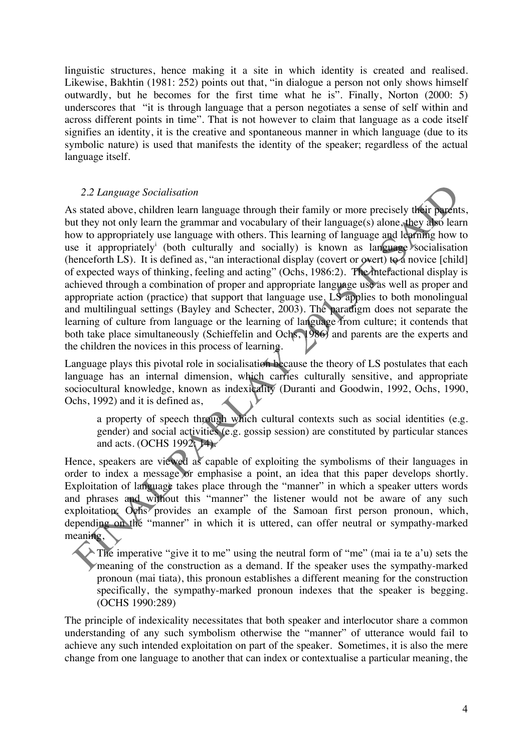linguistic structures, hence making it a site in which identity is created and realised. Likewise, Bakhtin (1981: 252) points out that, "in dialogue a person not only shows himself outwardly, but he becomes for the first time what he is". Finally, Norton (2000: 5) underscores that "it is through language that a person negotiates a sense of self within and across different points in time". That is not however to claim that language as a code itself signifies an identity, it is the creative and spontaneous manner in which language (due to its symbolic nature) is used that manifests the identity of the speaker; regardless of the actual language itself.

### *2.2 Language Socialisation*

As stated above, children learn language through their family or more precisely their parents, but they not only learn the grammar and vocabulary of their language(s) alone, they also learn how to appropriately use language with others. This learning of language and learning how to use it appropriately[i] (both culturally and socially) is known as language socialisation (henceforth LS). It is defined as, "an interactional display (covert or overt) to a novice [child] of expected ways of thinking, feeling and acting" (Ochs, 1986:2). The interactional display is achieved through a combination of proper and appropriate language use as well as proper and appropriate action (practice) that support that language use. LS applies to both monolingual and multilingual settings (Bayley and Schecter, 2003). The paradigm does not separate the learning of culture from language or the learning of language from culture; it contends that both take place simultaneously (Schieffelin and Ochs, 1986) and parents are the experts and the children the novices in this process of learning.

Language plays this pivotal role in socialisation because the theory of LS postulates that each language has an internal dimension, which carries culturally sensitive, and appropriate sociocultural knowledge, known as indexicality (Duranti and Goodwin, 1992, Ochs, 1990, Ochs, 1992) and it is defined as,

> a property of speech through which cultural contexts such as social identities (e.g. gender) and social activities (e.g. gossip session) are constituted by particular stances and acts. (OCHS 1992: 14).

Hence, speakers are viewed as capable of exploiting the symbolisms of their languages in order to index a message or emphasise a point, an idea that this paper develops shortly. Exploitation of language takes place through the "manner" in which a speaker utters words and phrases and without this "manner" the listener would not be aware of any such exploitation. Ochs provides an example of the Samoan first person pronoun, which, depending on the "manner" in which it is uttered, can offer neutral or sympathy-marked meaning,

> The imperative "give it to me" using the neutral form of "me" (mai ia te a'u) sets the meaning of the construction as a demand. If the speaker uses the sympathy-marked pronoun (mai tiata), this pronoun establishes a different meaning for the construction specifically, the sympathy-marked pronoun indexes that the speaker is begging. (OCHS 1990:289)

The principle of indexicality necessitates that both speaker and interlocutor share a common understanding of any such symbolism otherwise the "manner" of utterance would fail to achieve any such intended exploitation on part of the speaker. Sometimes, it is also the mere change from one language to another that can index or contextualise a particular meaning, the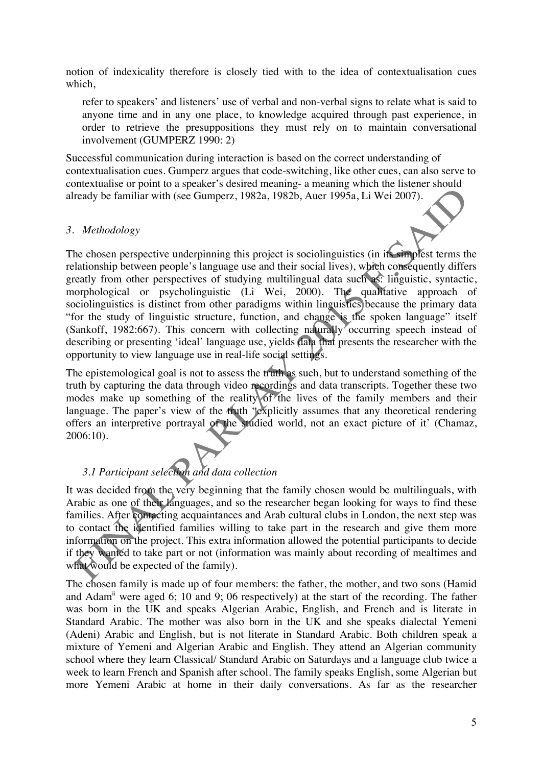notion of indexicality therefore is closely tied with to the idea of contextualisation cues which,

> refer to speakers' and listeners' use of verbal and non-verbal signs to relate what is said to anyone time and in any one place, to knowledge acquired through past experience, in order to retrieve the presuppositions they must rely on to maintain conversational involvement (GUMPERZ 1990: 2)

Successful communication during interaction is based on the correct understanding of contextualisation cues. Gumperz argues that code-switching, like other cues, can also serve to contextualise or point to a speaker's desired meaning- a meaning which the listener should already be familiar with (see Gumperz, 1982a, 1982b, Auer 1995a, Li Wei 2007).

### *3. Methodology*

The chosen perspective underpinning this project is sociolinguistics (in its simplest terms the relationship between people's language use and their social lives), which consequently differs greatly from other perspectives of studying multilingual data such as: linguistic, syntactic, morphological or psycholinguistic (Li Wei, 2000). The qualitative approach of sociolinguistics is distinct from other paradigms within linguistics because the primary data "for the study of linguistic structure, function, and change is the spoken language" itself (Sankoff, 1982:667). This concern with collecting naturally occurring speech instead of describing or presenting 'ideal' language use, yields data that presents the researcher with the opportunity to view language use in real-life social settings.

The epistemological goal is not to assess the truth as such, but to understand something of the truth by capturing the data through video recordings and data transcripts. Together these two modes make up something of the reality of the lives of the family members and their language. The paper's view of the truth "explicitly assumes that any theoretical rendering offers an interpretive portrayal of the studied world, not an exact picture of it' (Chamaz, 2006:10).

#### *3.1 Participant selection and data collection*

It was decided from the very beginning that the family chosen would be multilinguals, with Arabic as one of their languages, and so the researcher began looking for ways to find these families. After contacting acquaintances and Arab cultural clubs in London, the next step was to contact the identified families willing to take part in the research and give them more information on the project. This extra information allowed the potential participants to decide if they wanted to take part or not (information was mainly about recording of mealtimes and what would be expected of the family).

The chosen family is made up of four members: the father, the mother, and two sons (Hamid and Adam[ii] were aged 6; 10 and 9; 06 respectively) at the start of the recording. The father was born in the UK and speaks Algerian Arabic, English, and French and is literate in Standard Arabic. The mother was also born in the UK and she speaks dialectal Yemeni (Adeni) Arabic and English, but is not literate in Standard Arabic. Both children speak a mixture of Yemeni and Algerian Arabic and English. They attend an Algerian community school where they learn Classical/ Standard Arabic on Saturdays and a language club twice a week to learn French and Spanish after school. The family speaks English, some Algerian but more Yemeni Arabic at home in their daily conversations. As far as the researcher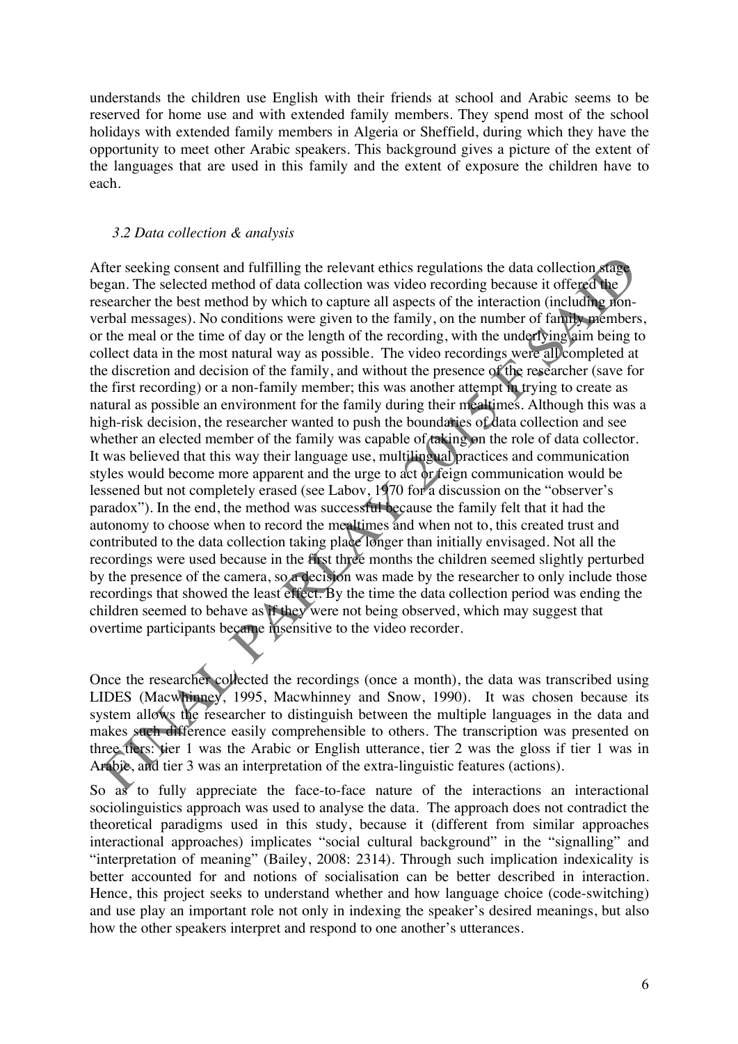understands the children use English with their friends at school and Arabic seems to be reserved for home use and with extended family members. They spend most of the school holidays with extended family members in Algeria or Sheffield, during which they have the opportunity to meet other Arabic speakers. This background gives a picture of the extent of the languages that are used in this family and the extent of exposure the children have to each.

### *3.2 Data collection & analysis*

After seeking consent and fulfilling the relevant ethics regulations the data collection stage began. The selected method of data collection was video recording because it offered the researcher the best method by which to capture all aspects of the interaction (including non-verbal messages). No conditions were given to the family, on the number of family members, or the meal or the time of day or the length of the recording, with the underlying aim being to collect data in the most natural way as possible. The video recordings were all completed at the discretion and decision of the family, and without the presence of the researcher (save for the first recording) or a non-family member; this was another attempt in trying to create as natural as possible an environment for the family during their mealtimes. Although this was a high-risk decision, the researcher wanted to push the boundaries of data collection and see whether an elected member of the family was capable of taking on the role of data collector. It was believed that this way their language use, multilingual practices and communication styles would become more apparent and the urge to act or feign communication would be lessened but not completely erased (see Labov, 1970 for a discussion on the "observer's paradox"). In the end, the method was successful because the family felt that it had the autonomy to choose when to record the mealtimes and when not to, this created trust and contributed to the data collection taking place longer than initially envisaged. Not all the recordings were used because in the first three months the children seemed slightly perturbed by the presence of the camera, so a decision was made by the researcher to only include those recordings that showed the least effect. By the time the data collection period was ending the children seemed to behave as if they were not being observed, which may suggest that overtime participants became insensitive to the video recorder.

Once the researcher collected the recordings (once a month), the data was transcribed using LIDES (Macwhinney, 1995, Macwhinney and Snow, 1990). It was chosen because its system allows the researcher to distinguish between the multiple languages in the data and makes such difference easily comprehensible to others. The transcription was presented on three tiers: tier 1 was the Arabic or English utterance, tier 2 was the gloss if tier 1 was in Arabic, and tier 3 was an interpretation of the extra-linguistic features (actions).

So as to fully appreciate the face-to-face nature of the interactions an interactional sociolinguistics approach was used to analyse the data. The approach does not contradict the theoretical paradigms used in this study, because it (different from similar approaches interactional approaches) implicates "social cultural background" in the "signalling" and "interpretation of meaning" (Bailey, 2008: 2314). Through such implication indexicality is better accounted for and notions of socialisation can be better described in interaction. Hence, this project seeks to understand whether and how language choice (code-switching) and use play an important role not only in indexing the speaker's desired meanings, but also how the other speakers interpret and respond to one another's utterances.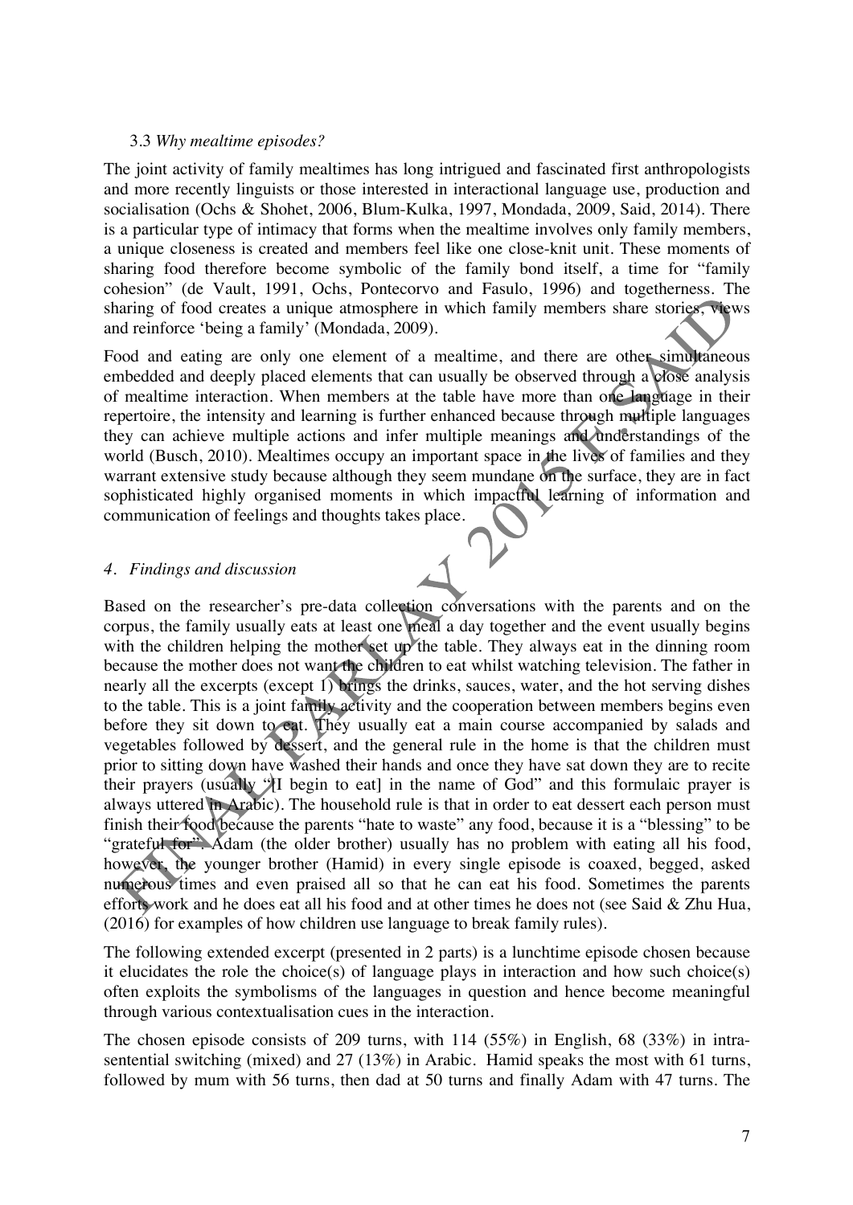### 3.3 *Why mealtime episodes?*

The joint activity of family mealtimes has long intrigued and fascinated first anthropologists and more recently linguists or those interested in interactional language use, production and socialisation (Ochs & Shohet, 2006, Blum-Kulka, 1997, Mondada, 2009, Said, 2014). There is a particular type of intimacy that forms when the mealtime involves only family members, a unique closeness is created and members feel like one close-knit unit. These moments of sharing food therefore become symbolic of the family bond itself, a time for "family cohesion" (de Vault, 1991, Ochs, Pontecorvo and Fasulo, 1996) and togetherness. The sharing of food creates a unique atmosphere in which family members share stories, views and reinforce 'being a family' (Mondada, 2009).

Food and eating are only one element of a mealtime, and there are other simultaneous embedded and deeply placed elements that can usually be observed through a close analysis of mealtime interaction. When members at the table have more than one language in their repertoire, the intensity and learning is further enhanced because through multiple languages they can achieve multiple actions and infer multiple meanings and understandings of the world (Busch, 2010). Mealtimes occupy an important space in the lives of families and they warrant extensive study because although they seem mundane on the surface, they are in fact sophisticated highly organised moments in which impactful learning of information and communication of feelings and thoughts takes place.

## *4. Findings and discussion*

Based on the researcher's pre-data collection conversations with the parents and on the corpus, the family usually eats at least one meal a day together and the event usually begins with the children helping the mother set up the table. They always eat in the dinning room because the mother does not want the children to eat whilst watching television. The father in nearly all the excerpts (except 1) brings the drinks, sauces, water, and the hot serving dishes to the table. This is a joint family activity and the cooperation between members begins even before they sit down to eat. They usually eat a main course accompanied by salads and vegetables followed by dessert, and the general rule in the home is that the children must prior to sitting down have washed their hands and once they have sat down they are to recite their prayers (usually "[I begin to eat] in the name of God" and this formulaic prayer is always uttered in Arabic). The household rule is that in order to eat dessert each person must finish their food because the parents "hate to waste" any food, because it is a "blessing" to be "grateful for". Adam (the older brother) usually has no problem with eating all his food, however, the younger brother (Hamid) in every single episode is coaxed, begged, asked numerous times and even praised all so that he can eat his food. Sometimes the parents efforts work and he does eat all his food and at other times he does not (see Said & Zhu Hua, (2016) for examples of how children use language to break family rules).

The following extended excerpt (presented in 2 parts) is a lunchtime episode chosen because it elucidates the role the choice(s) of language plays in interaction and how such choice(s) often exploits the symbolisms of the languages in question and hence become meaningful through various contextualisation cues in the interaction.

The chosen episode consists of 209 turns, with 114 (55%) in English, 68 (33%) in intra-sentential switching (mixed) and 27 (13%) in Arabic. Hamid speaks the most with 61 turns, followed by mum with 56 turns, then dad at 50 turns and finally Adam with 47 turns. The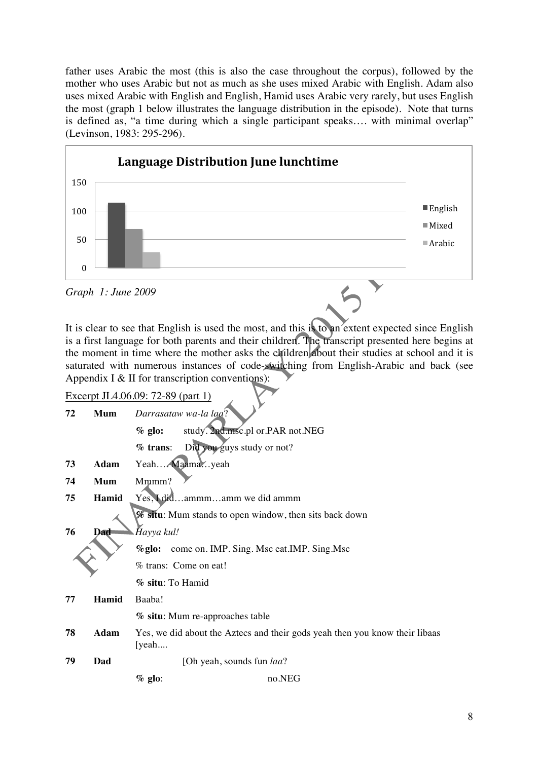father uses Arabic the most (this is also the case throughout the corpus), followed by the mother who uses Arabic but not as much as she uses mixed Arabic with English. Adam also uses mixed Arabic with English and English, Hamid uses Arabic very rarely, but uses English the most (graph 1 below illustrates the language distribution in the episode). Note that turns is defined as, "a time during which a single participant speaks…. with minimal overlap" (Levinson, 1983: 295-296).

**Language Distribution June lunchtime**

| | English | Mixed | Arabic |
|---|---|---|---|
| June lunchtime | ~115 | ~68 | ~27 |

*Graph 1: June 2009*

It is clear to see that English is used the most, and this is to an extent expected since English is a first language for both parents and their children. The transcript presented here begins at the moment in time where the mother asks the children about their studies at school and it is saturated with numerous instances of code-switching from English-Arabic and back (see Appendix I & II for transcription conventions):

Excerpt JL4.06.09: 72-89 (part 1)

**72** **Mum** *Darrasataw wa-la laa*?
**% glo:** study. 2nd.msc.pl or.PAR not.NEG
**% trans**: Did you guys study or not?

**73** **Adam** Yeah…. Maama…yeah

**74** **Mum** Mmmm?

**75** **Hamid** Yes, I did…ammm…amm we did ammm
**% situ**: Mum stands to open window, then sits back down

**76** **Dad** *Hayya kul!*
**%glo:** come on. IMP. Sing. Msc eat.IMP. Sing.Msc
% trans: Come on eat!
**% situ**: To Hamid

**77** **Hamid** Baaba!
**% situ**: Mum re-approaches table

**78** **Adam** Yes, we did about the Aztecs and their gods yeah then you know their libaas [yeah....

**79** **Dad** [Oh yeah, sounds fun *laa*?
**% glo**: no.NEG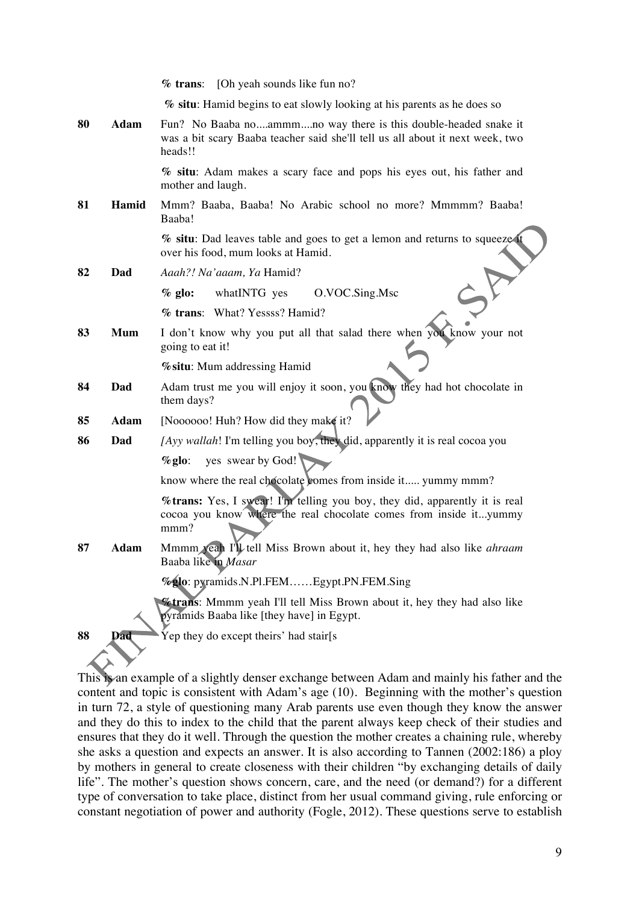| | | |
|---|---|---|
| | | **% trans**: [Oh yeah sounds like fun no? |
| | | **% situ**: Hamid begins to eat slowly looking at his parents as he does so |
| **80** | **Adam** | Fun? No Baaba no....ammm....no way there is this double-headed snake it was a bit scary Baaba teacher said she'll tell us all about it next week, two heads!! |
| | | **% situ**: Adam makes a scary face and pops his eyes out, his father and mother and laugh. |
| **81** | **Hamid** | Mmm? Baaba, Baaba! No Arabic school no more? Mmmmm? Baaba! Baaba! |
| | | **% situ**: Dad leaves table and goes to get a lemon and returns to squeeze it over his food, mum looks at Hamid. |
| **82** | **Dad** | *Aaah?! Na'aaam, Ya* Hamid? |
| | | **% glo:** whatINTG yes O.VOC.Sing.Msc |
| | | **% trans**: What? Yessss? Hamid? |
| **83** | **Mum** | I don't know why you put all that salad there when you know your not going to eat it! |
| | | **%situ**: Mum addressing Hamid |
| **84** | **Dad** | Adam trust me you will enjoy it soon, you know they had hot chocolate in them days? |
| **85** | **Adam** | [Noooooo! Huh? How did they make it? |
| **86** | **Dad** | *[Ayy wallah*! I'm telling you boy, they did, apparently it is real cocoa you |
| | | **%glo**: yes swear by God! |
| | | know where the real chocolate comes from inside it..... yummy mmm? |
| | | **%trans:** Yes, I swear! I'm telling you boy, they did, apparently it is real cocoa you know where the real chocolate comes from inside it...yummy mmm? |
| **87** | **Adam** | Mmmm yeah I'll tell Miss Brown about it, hey they had also like *ahraam* Baaba like in *Masar* |
| | | **%glo**: pyramids.N.Pl.FEM……Egypt.PN.FEM.Sing |
| | | **%trans**: Mmmm yeah I'll tell Miss Brown about it, hey they had also like pyramids Baaba like [they have] in Egypt. |
| **88** | **Dad** | Yep they do except theirs' had stair[s |

This is an example of a slightly denser exchange between Adam and mainly his father and the content and topic is consistent with Adam's age (10). Beginning with the mother's question in turn 72, a style of questioning many Arab parents use even though they know the answer and they do this to index to the child that the parent always keep check of their studies and ensures that they do it well. Through the question the mother creates a chaining rule, whereby she asks a question and expects an answer. It is also according to Tannen (2002:186) a ploy by mothers in general to create closeness with their children "by exchanging details of daily life". The mother's question shows concern, care, and the need (or demand?) for a different type of conversation to take place, distinct from her usual command giving, rule enforcing or constant negotiation of power and authority (Fogle, 2012). These questions serve to establish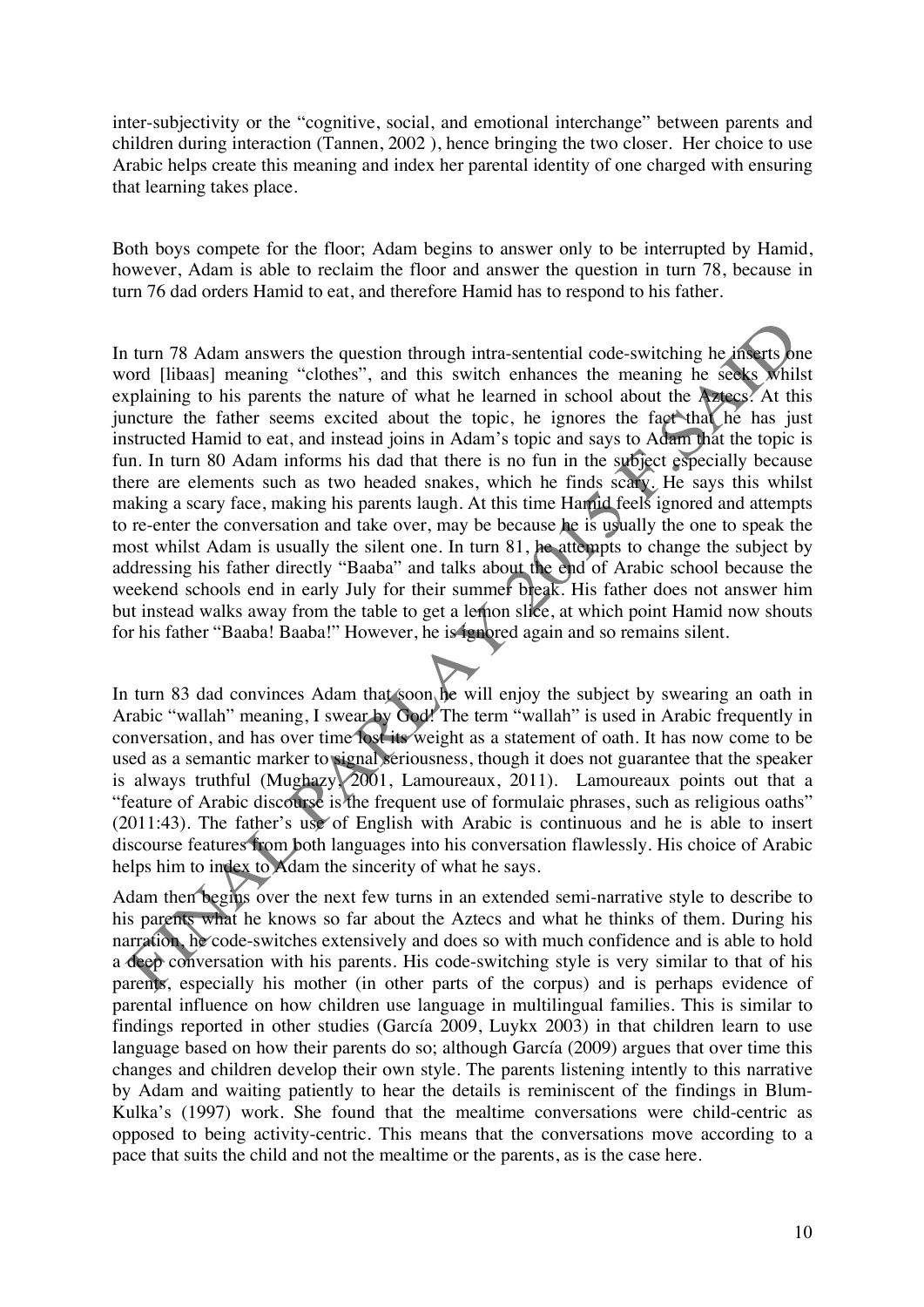inter-subjectivity or the "cognitive, social, and emotional interchange" between parents and children during interaction (Tannen, 2002 ), hence bringing the two closer. Her choice to use Arabic helps create this meaning and index her parental identity of one charged with ensuring that learning takes place.

Both boys compete for the floor; Adam begins to answer only to be interrupted by Hamid, however, Adam is able to reclaim the floor and answer the question in turn 78, because in turn 76 dad orders Hamid to eat, and therefore Hamid has to respond to his father.

In turn 78 Adam answers the question through intra-sentential code-switching he inserts one word [libaas] meaning "clothes", and this switch enhances the meaning he seeks whilst explaining to his parents the nature of what he learned in school about the Aztecs. At this juncture the father seems excited about the topic, he ignores the fact that he has just instructed Hamid to eat, and instead joins in Adam's topic and says to Adam that the topic is fun. In turn 80 Adam informs his dad that there is no fun in the subject especially because there are elements such as two headed snakes, which he finds scary. He says this whilst making a scary face, making his parents laugh. At this time Hamid feels ignored and attempts to re-enter the conversation and take over, may be because he is usually the one to speak the most whilst Adam is usually the silent one. In turn 81, he attempts to change the subject by addressing his father directly "Baaba" and talks about the end of Arabic school because the weekend schools end in early July for their summer break. His father does not answer him but instead walks away from the table to get a lemon slice, at which point Hamid now shouts for his father "Baaba! Baaba!" However, he is ignored again and so remains silent.

In turn 83 dad convinces Adam that soon he will enjoy the subject by swearing an oath in Arabic "wallah" meaning, I swear by God! The term "wallah" is used in Arabic frequently in conversation, and has over time lost its weight as a statement of oath. It has now come to be used as a semantic marker to signal seriousness, though it does not guarantee that the speaker is always truthful (Mughazy, 2001, Lamoureaux, 2011). Lamoureaux points out that a "feature of Arabic discourse is the frequent use of formulaic phrases, such as religious oaths" (2011:43). The father's use of English with Arabic is continuous and he is able to insert discourse features from both languages into his conversation flawlessly. His choice of Arabic helps him to index to Adam the sincerity of what he says.

Adam then begins over the next few turns in an extended semi-narrative style to describe to his parents what he knows so far about the Aztecs and what he thinks of them. During his narration, he code-switches extensively and does so with much confidence and is able to hold a deep conversation with his parents. His code-switching style is very similar to that of his parents, especially his mother (in other parts of the corpus) and is perhaps evidence of parental influence on how children use language in multilingual families. This is similar to findings reported in other studies (García 2009, Luykx 2003) in that children learn to use language based on how their parents do so; although García (2009) argues that over time this changes and children develop their own style. The parents listening intently to this narrative by Adam and waiting patiently to hear the details is reminiscent of the findings in Blum-Kulka's (1997) work. She found that the mealtime conversations were child-centric as opposed to being activity-centric. This means that the conversations move according to a pace that suits the child and not the mealtime or the parents, as is the case here.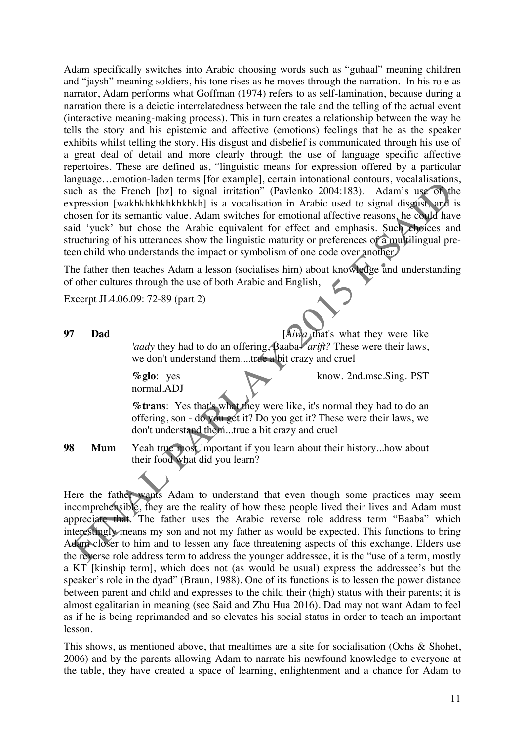Adam specifically switches into Arabic choosing words such as "guhaal" meaning children and "jaysh" meaning soldiers, his tone rises as he moves through the narration. In his role as narrator, Adam performs what Goffman (1974) refers to as self-lamination, because during a narration there is a deictic interrelatedness between the tale and the telling of the actual event (interactive meaning-making process). This in turn creates a relationship between the way he tells the story and his epistemic and affective (emotions) feelings that he as the speaker exhibits whilst telling the story. His disgust and disbelief is communicated through his use of a great deal of detail and more clearly through the use of language specific affective repertoires. These are defined as, "linguistic means for expression offered by a particular language…emotion-laden terms [for example], certain intonational contours, vocalalisations, such as the French [bz] to signal irritation" (Pavlenko 2004:183). Adam's use of the expression [wakhkhkhkhkhkhkh] is a vocalisation in Arabic used to signal disgust, and is chosen for its semantic value. Adam switches for emotional affective reasons, he could have said 'yuck' but chose the Arabic equivalent for effect and emphasis. Such choices and structuring of his utterances show the linguistic maturity or preferences of a multilingual pre-teen child who understands the impact or symbolism of one code over another.

The father then teaches Adam a lesson (socialises him) about knowledge and understanding of other cultures through the use of both Arabic and English,

Excerpt JL4.06.09: 72-89 (part 2)

**97** **Dad** [*Aiwa* that's what they were like *'aady* they had to do an offering, Baaba- *'arift?* These were their laws, we don't understand them....true a bit crazy and cruel

**%glo**: yes know. 2nd.msc.Sing. PST normal.ADJ

**%trans**: Yes that's what they were like, it's normal they had to do an offering, son - do you get it? Do you get it? These were their laws, we don't understand them...true a bit crazy and cruel

**98** **Mum** Yeah true most important if you learn about their history...how about their food what did you learn?

Here the father wants Adam to understand that even though some practices may seem incomprehensible, they are the reality of how these people lived their lives and Adam must appreciate that. The father uses the Arabic reverse role address term "Baaba" which interestingly means my son and not my father as would be expected. This functions to bring Adam closer to him and to lessen any face threatening aspects of this exchange. Elders use the reverse role address term to address the younger addressee, it is the "use of a term, mostly a KT [kinship term], which does not (as would be usual) express the addressee's but the speaker's role in the dyad" (Braun, 1988). One of its functions is to lessen the power distance between parent and child and expresses to the child their (high) status with their parents; it is almost egalitarian in meaning (see Said and Zhu Hua 2016). Dad may not want Adam to feel as if he is being reprimanded and so elevates his social status in order to teach an important lesson.

This shows, as mentioned above, that mealtimes are a site for socialisation (Ochs & Shohet, 2006) and by the parents allowing Adam to narrate his newfound knowledge to everyone at the table, they have created a space of learning, enlightenment and a chance for Adam to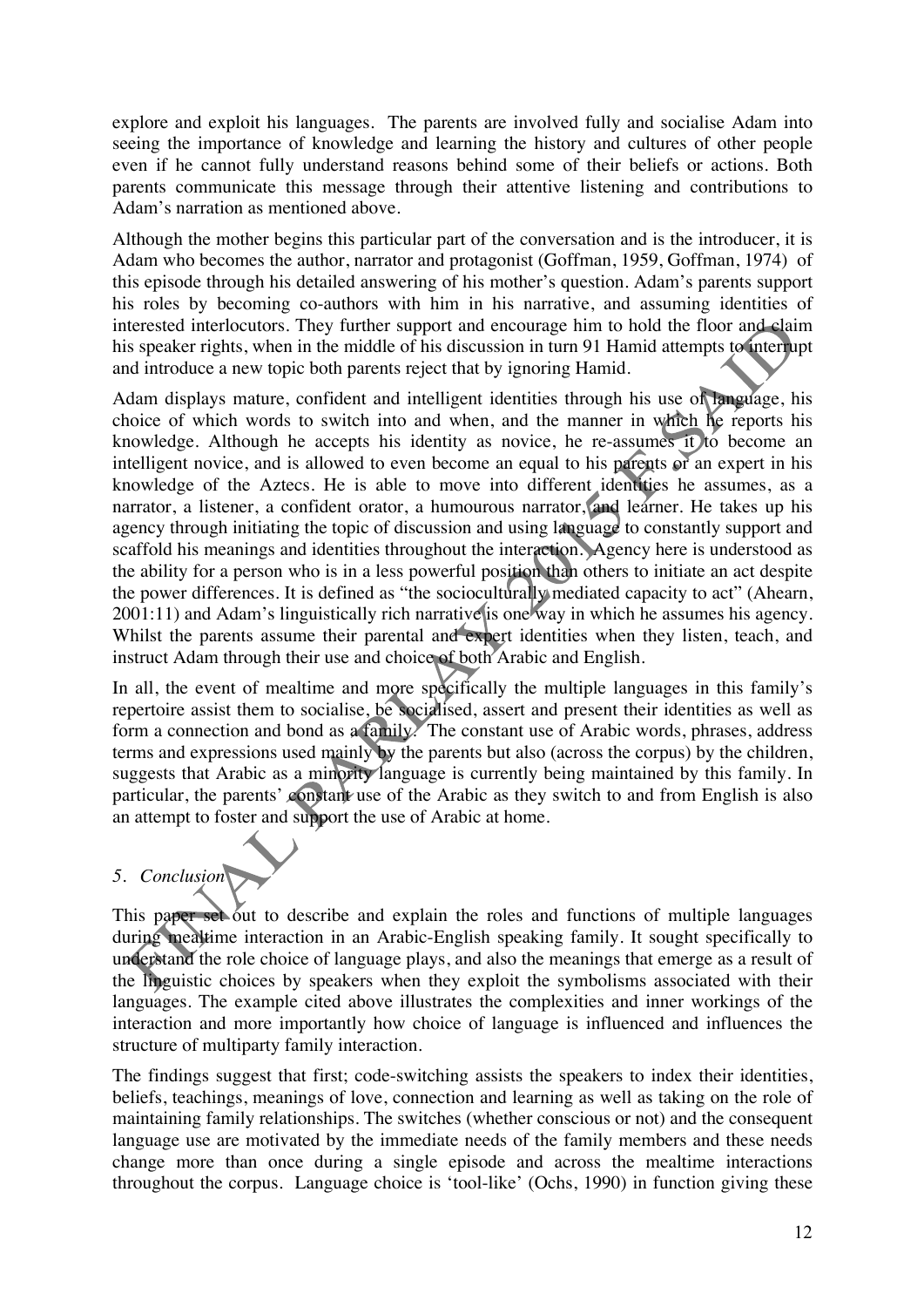explore and exploit his languages. The parents are involved fully and socialise Adam into seeing the importance of knowledge and learning the history and cultures of other people even if he cannot fully understand reasons behind some of their beliefs or actions. Both parents communicate this message through their attentive listening and contributions to Adam's narration as mentioned above.

Although the mother begins this particular part of the conversation and is the introducer, it is Adam who becomes the author, narrator and protagonist (Goffman, 1959, Goffman, 1974) of this episode through his detailed answering of his mother's question. Adam's parents support his roles by becoming co-authors with him in his narrative, and assuming identities of interested interlocutors. They further support and encourage him to hold the floor and claim his speaker rights, when in the middle of his discussion in turn 91 Hamid attempts to interrupt and introduce a new topic both parents reject that by ignoring Hamid.

Adam displays mature, confident and intelligent identities through his use of language, his choice of which words to switch into and when, and the manner in which he reports his knowledge. Although he accepts his identity as novice, he re-assumes it to become an intelligent novice, and is allowed to even become an equal to his parents or an expert in his knowledge of the Aztecs. He is able to move into different identities he assumes, as a narrator, a listener, a confident orator, a humourous narrator, and learner. He takes up his agency through initiating the topic of discussion and using language to constantly support and scaffold his meanings and identities throughout the interaction. Agency here is understood as the ability for a person who is in a less powerful position than others to initiate an act despite the power differences. It is defined as "the socioculturally mediated capacity to act" (Ahearn, 2001:11) and Adam's linguistically rich narrative is one way in which he assumes his agency. Whilst the parents assume their parental and expert identities when they listen, teach, and instruct Adam through their use and choice of both Arabic and English.

In all, the event of mealtime and more specifically the multiple languages in this family's repertoire assist them to socialise, be socialised, assert and present their identities as well as form a connection and bond as a family. The constant use of Arabic words, phrases, address terms and expressions used mainly by the parents but also (across the corpus) by the children, suggests that Arabic as a minority language is currently being maintained by this family. In particular, the parents' constant use of the Arabic as they switch to and from English is also an attempt to foster and support the use of Arabic at home.

## *5. Conclusion*

This paper set out to describe and explain the roles and functions of multiple languages during mealtime interaction in an Arabic-English speaking family. It sought specifically to understand the role choice of language plays, and also the meanings that emerge as a result of the linguistic choices by speakers when they exploit the symbolisms associated with their languages. The example cited above illustrates the complexities and inner workings of the interaction and more importantly how choice of language is influenced and influences the structure of multiparty family interaction.

The findings suggest that first; code-switching assists the speakers to index their identities, beliefs, teachings, meanings of love, connection and learning as well as taking on the role of maintaining family relationships. The switches (whether conscious or not) and the consequent language use are motivated by the immediate needs of the family members and these needs change more than once during a single episode and across the mealtime interactions throughout the corpus. Language choice is 'tool-like' (Ochs, 1990) in function giving these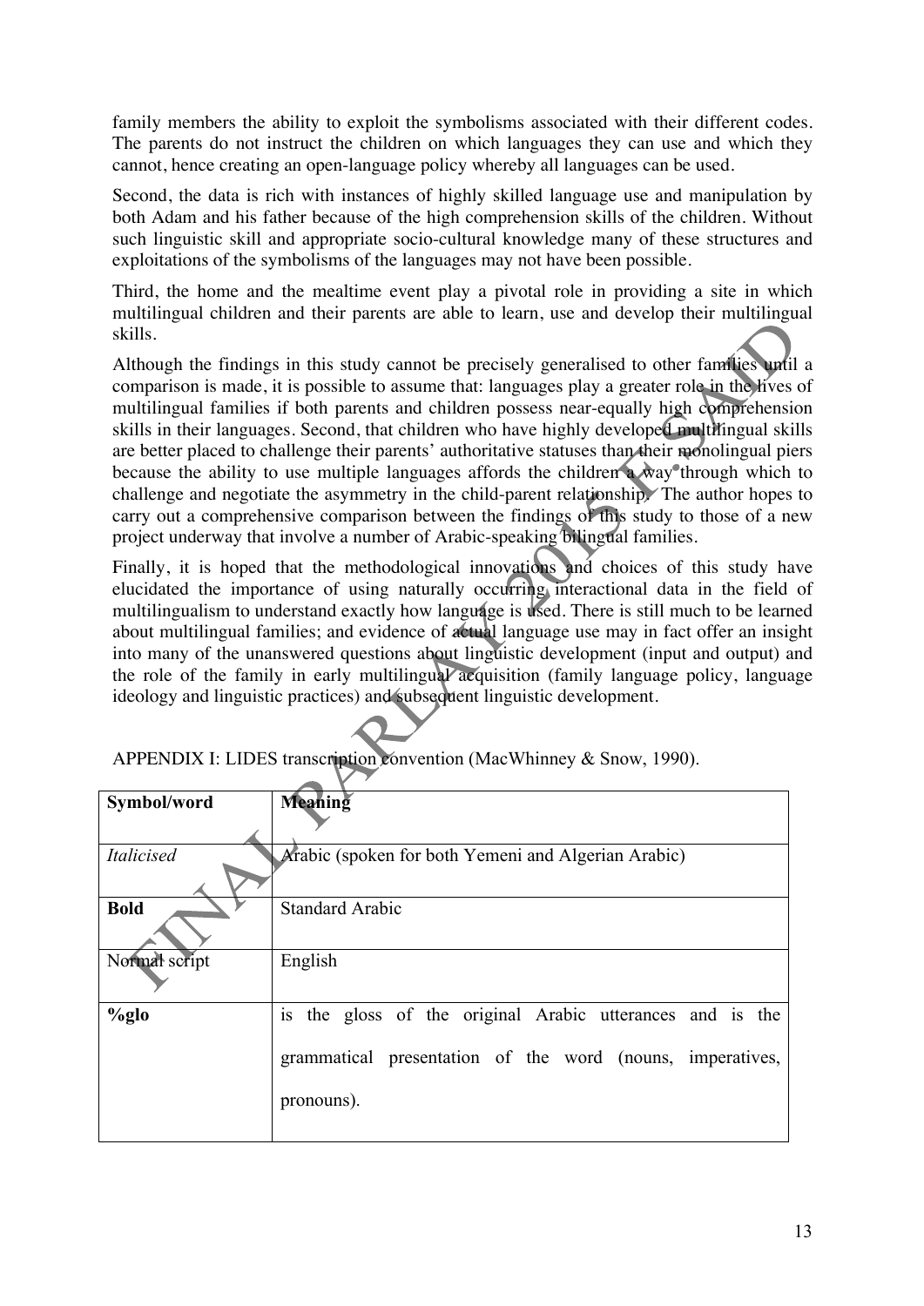family members the ability to exploit the symbolisms associated with their different codes. The parents do not instruct the children on which languages they can use and which they cannot, hence creating an open-language policy whereby all languages can be used.

Second, the data is rich with instances of highly skilled language use and manipulation by both Adam and his father because of the high comprehension skills of the children. Without such linguistic skill and appropriate socio-cultural knowledge many of these structures and exploitations of the symbolisms of the languages may not have been possible.

Third, the home and the mealtime event play a pivotal role in providing a site in which multilingual children and their parents are able to learn, use and develop their multilingual skills.

Although the findings in this study cannot be precisely generalised to other families until a comparison is made, it is possible to assume that: languages play a greater role in the lives of multilingual families if both parents and children possess near-equally high comprehension skills in their languages. Second, that children who have highly developed multilingual skills are better placed to challenge their parents' authoritative statuses than their monolingual piers because the ability to use multiple languages affords the children a way through which to challenge and negotiate the asymmetry in the child-parent relationship. The author hopes to carry out a comprehensive comparison between the findings of this study to those of a new project underway that involve a number of Arabic-speaking bilingual families.

Finally, it is hoped that the methodological innovations and choices of this study have elucidated the importance of using naturally occurring interactional data in the field of multilingualism to understand exactly how language is used. There is still much to be learned about multilingual families; and evidence of actual language use may in fact offer an insight into many of the unanswered questions about linguistic development (input and output) and the role of the family in early multilingual acquisition (family language policy, language ideology and linguistic practices) and subsequent linguistic development.

APPENDIX I: LIDES transcription convention (MacWhinney & Snow, 1990).

| **Symbol/word** | **Meaning** |
|---|---|
| *Italicised* | Arabic (spoken for both Yemeni and Algerian Arabic) |
| **Bold** | Standard Arabic |
| Normal script | English |
| **%glo** | is the gloss of the original Arabic utterances and is the grammatical presentation of the word (nouns, imperatives, pronouns). |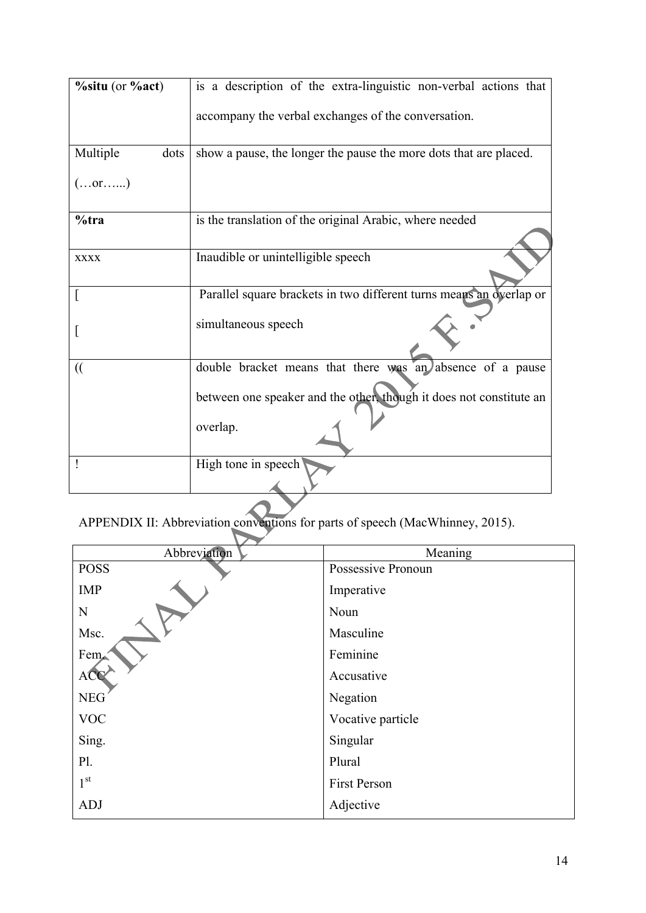| | |
|---|---|
| **%situ** (or **%act**) | is a description of the extra-linguistic non-verbal actions that accompany the verbal exchanges of the conversation. |
| Multiple dots (…or…...) | show a pause, the longer the pause the more dots that are placed. |
| **%tra** | is the translation of the original Arabic, where needed |
| xxxx | Inaudible or unintelligible speech |
| [ [ | Parallel square brackets in two different turns means an overlap or simultaneous speech |
| (( | double bracket means that there was an absence of a pause between one speaker and the other, though it does not constitute an overlap. |
| ! | High tone in speech |

APPENDIX II: Abbreviation conventions for parts of speech (MacWhinney, 2015).

| Abbreviation | Meaning |
|---|---|
| POSS | Possessive Pronoun |
| IMP | Imperative |
| N | Noun |
| Msc. | Masculine |
| Fem. | Feminine |
| ACC | Accusative |
| NEG | Negation |
| VOC | Vocative particle |
| Sing. | Singular |
| Pl. | Plural |
| 1st | First Person |
| ADJ | Adjective |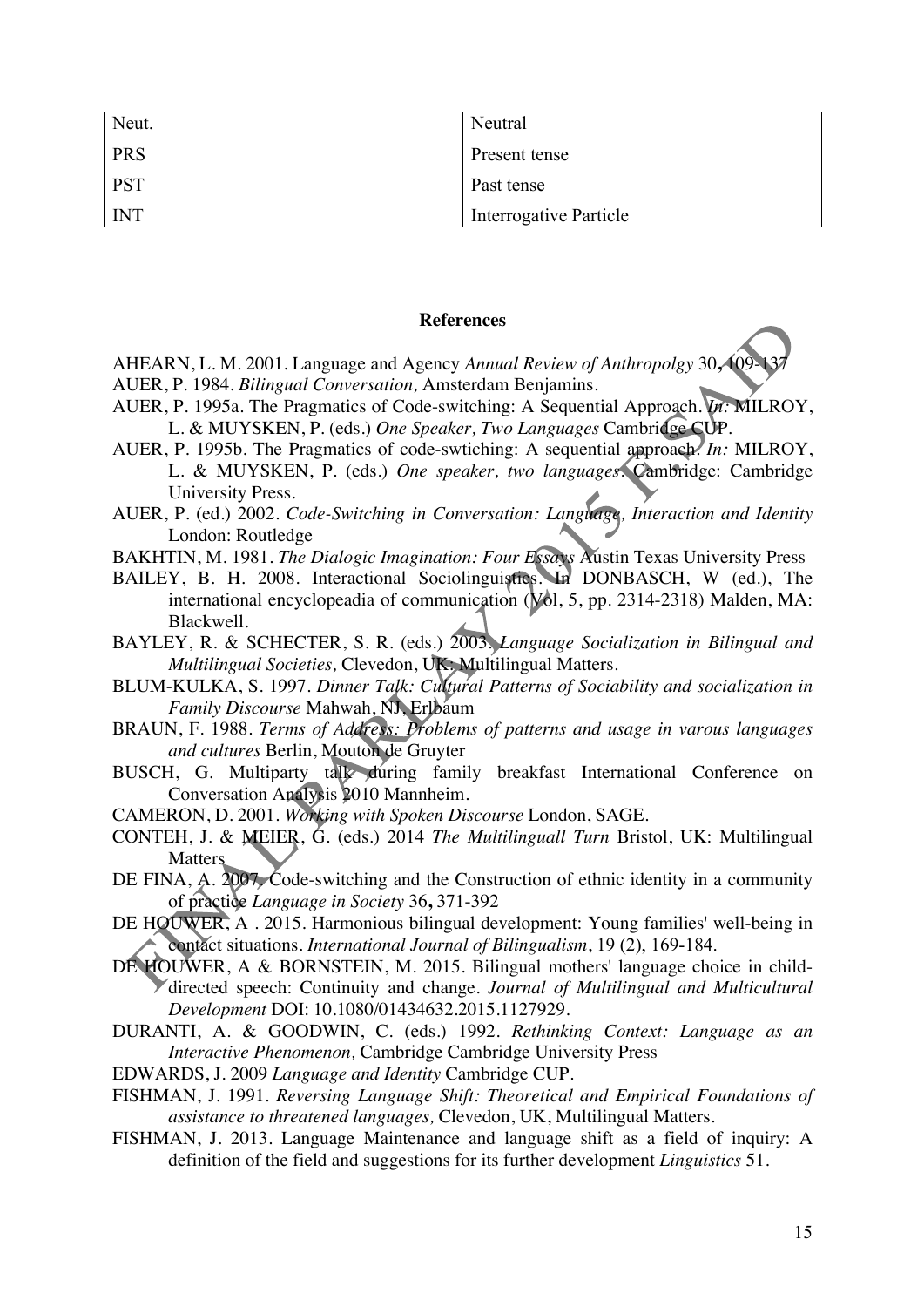| Neut. | Neutral |
|---|---|
| PRS | Present tense |
| PST | Past tense |
| INT | Interrogative Particle |

**References**

AHEARN, L. M. 2001. Language and Agency *Annual Review of Anthropolgy* 30**,** 109-137

AUER, P. 1984. *Bilingual Conversation,* Amsterdam Benjamins.

AUER, P. 1995a. The Pragmatics of Code-switching: A Sequential Approach. *In:* MILROY, L. & MUYSKEN, P. (eds.) *One Speaker, Two Languages* Cambridge CUP.

AUER, P. 1995b. The Pragmatics of code-swtiching: A sequential approach. *In:* MILROY, L. & MUYSKEN, P. (eds.) *One speaker, two languages.* Cambridge: Cambridge University Press.

AUER, P. (ed.) 2002. *Code-Switching in Conversation: Language, Interaction and Identity* London: Routledge

BAKHTIN, M. 1981. *The Dialogic Imagination: Four Essays* Austin Texas University Press

BAILEY, B. H. 2008. Interactional Sociolinguistics. In DONBASCH, W (ed.), The international encyclopeadia of communication (Vol, 5, pp. 2314-2318) Malden, MA: Blackwell.

BAYLEY, R. & SCHECTER, S. R. (eds.) 2003. *Language Socialization in Bilingual and Multilingual Societies,* Clevedon, UK: Multilingual Matters.

BLUM-KULKA, S. 1997. *Dinner Talk: Cultural Patterns of Sociability and socialization in Family Discourse* Mahwah, NJ, Erlbaum

BRAUN, F. 1988. *Terms of Address: Problems of patterns and usage in varous languages and cultures* Berlin, Mouton de Gruyter

BUSCH, G. Multiparty talk during family breakfast International Conference on Conversation Analysis 2010 Mannheim.

CAMERON, D. 2001. *Working with Spoken Discourse* London, SAGE.

CONTEH, J. & MEIER, G. (eds.) 2014 *The Multilinguall Turn* Bristol, UK: Multilingual Matters

DE FINA, A. 2007. Code-switching and the Construction of ethnic identity in a community of practice *Language in Society* 36**,** 371-392

DE HOUWER, A . 2015. Harmonious bilingual development: Young families' well-being in contact situations. *International Journal of Bilingualism*, 19 (2), 169-184.

DE HOUWER, A & BORNSTEIN, M. 2015. Bilingual mothers' language choice in child-directed speech: Continuity and change. *Journal of Multilingual and Multicultural Development* DOI: 10.1080/01434632.2015.1127929.

DURANTI, A. & GOODWIN, C. (eds.) 1992. *Rethinking Context: Language as an Interactive Phenomenon,* Cambridge Cambridge University Press

EDWARDS, J. 2009 *Language and Identity* Cambridge CUP.

FISHMAN, J. 1991. *Reversing Language Shift: Theoretical and Empirical Foundations of assistance to threatened languages,* Clevedon, UK, Multilingual Matters.

FISHMAN, J. 2013. Language Maintenance and language shift as a field of inquiry: A definition of the field and suggestions for its further development *Linguistics* 51.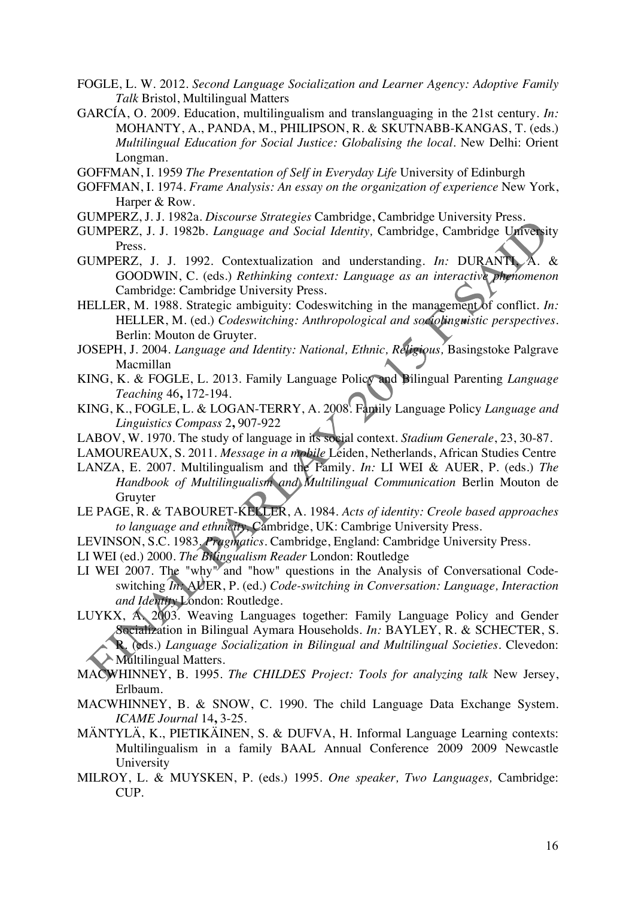FOGLE, L. W. 2012. *Second Language Socialization and Learner Agency: Adoptive Family Talk* Bristol, Multilingual Matters

GARCÍA, O. 2009. Education, multilingualism and translanguaging in the 21st century. *In:* MOHANTY, A., PANDA, M., PHILIPSON, R. & SKUTNABB-KANGAS, T. (eds.) *Multilingual Education for Social Justice: Globalising the local*. New Delhi: Orient Longman.

GOFFMAN, I. 1959 *The Presentation of Self in Everyday Life* University of Edinburgh

GOFFMAN, I. 1974. *Frame Analysis: An essay on the organization of experience* New York, Harper & Row.

GUMPERZ, J. J. 1982a. *Discourse Strategies* Cambridge, Cambridge University Press.

GUMPERZ, J. J. 1982b. *Language and Social Identity,* Cambridge, Cambridge University Press.

GUMPERZ, J. J. 1992. Contextualization and understanding. *In:* DURANTI, A. & GOODWIN, C. (eds.) *Rethinking context: Language as an interactive phenomenon* Cambridge: Cambridge University Press.

HELLER, M. 1988. Strategic ambiguity: Codeswitching in the management of conflict. *In:* HELLER, M. (ed.) *Codeswitching: Anthropological and sociolinguistic perspectives*. Berlin: Mouton de Gruyter.

JOSEPH, J. 2004. *Language and Identity: National, Ethnic, Religious,* Basingstoke Palgrave Macmillan

KING, K. & FOGLE, L. 2013. Family Language Policy and Bilingual Parenting *Language Teaching* 46**,** 172-194.

KING, K., FOGLE, L. & LOGAN-TERRY, A. 2008. Family Language Policy *Language and Linguistics Compass* 2**,** 907-922

LABOV, W. 1970. The study of language in its social context. *Stadium Generale*, 23, 30-87.

LAMOUREAUX, S. 2011. *Message in a mobile* Leiden, Netherlands, African Studies Centre

LANZA, E. 2007. Multilingualism and the Family. *In:* LI WEI & AUER, P. (eds.) *The Handbook of Multilingualism and Multilingual Communication* Berlin Mouton de Gruyter

LE PAGE, R. & TABOURET-KELLER, A. 1984. *Acts of identity: Creole based approaches to language and ethnicity,* Cambridge, UK: Cambrige University Press.

LEVINSON, S.C. 1983. *Pragmatics*. Cambridge, England: Cambridge University Press.

LI WEI (ed.) 2000. *The Bilingualism Reader* London: Routledge

LI WEI 2007. The "why" and "how" questions in the Analysis of Conversational Code-switching *In:* AUER, P. (ed.) *Code-switching in Conversation: Language, Interaction and Identity* London: Routledge.

LUYKX, A. 2003. Weaving Languages together: Family Language Policy and Gender Socialization in Bilingual Aymara Households. *In:* BAYLEY, R. & SCHECTER, S. R. (eds.) *Language Socialization in Bilingual and Multilingual Societies*. Clevedon: Multilingual Matters.

MACWHINNEY, B. 1995. *The CHILDES Project: Tools for analyzing talk* New Jersey, Erlbaum.

MACWHINNEY, B. & SNOW, C. 1990. The child Language Data Exchange System. *ICAME Journal* 14**,** 3-25.

MÄNTYLÄ, K., PIETIKÄINEN, S. & DUFVA, H. Informal Language Learning contexts: Multilingualism in a family BAAL Annual Conference 2009 2009 Newcastle University

MILROY, L. & MUYSKEN, P. (eds.) 1995. *One speaker, Two Languages,* Cambridge: CUP.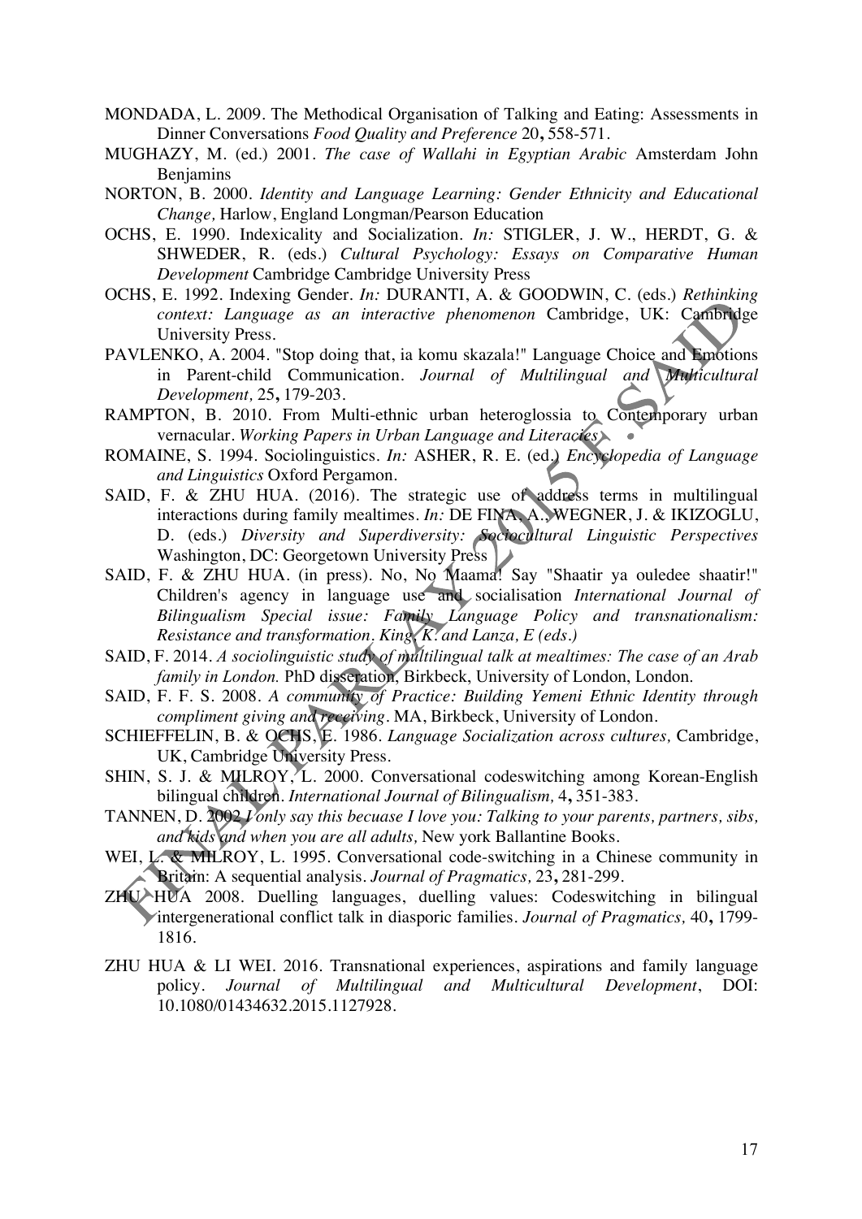MONDADA, L. 2009. The Methodical Organisation of Talking and Eating: Assessments in Dinner Conversations *Food Quality and Preference* 20**,** 558-571.

MUGHAZY, M. (ed.) 2001. *The case of Wallahi in Egyptian Arabic* Amsterdam John Benjamins

NORTON, B. 2000. *Identity and Language Learning: Gender Ethnicity and Educational Change,* Harlow, England Longman/Pearson Education

OCHS, E. 1990. Indexicality and Socialization. *In:* STIGLER, J. W., HERDT, G. & SHWEDER, R. (eds.) *Cultural Psychology: Essays on Comparative Human Development* Cambridge Cambridge University Press

OCHS, E. 1992. Indexing Gender. *In:* DURANTI, A. & GOODWIN, C. (eds.) *Rethinking context: Language as an interactive phenomenon* Cambridge, UK: Cambridge University Press.

PAVLENKO, A. 2004. "Stop doing that, ia komu skazala!" Language Choice and Emotions in Parent-child Communication. *Journal of Multilingual and Multicultural Development,* 25**,** 179-203.

RAMPTON, B. 2010. From Multi-ethnic urban heteroglossia to Contemporary urban vernacular. *Working Papers in Urban Language and Literacies.*

ROMAINE, S. 1994. Sociolinguistics. *In:* ASHER, R. E. (ed.) *Encyclopedia of Language and Linguistics* Oxford Pergamon.

SAID, F. & ZHU HUA. (2016). The strategic use of address terms in multilingual interactions during family mealtimes. *In:* DE FINA, A., WEGNER, J. & IKIZOGLU, D. (eds.) *Diversity and Superdiversity: Sociocultural Linguistic Perspectives* Washington, DC: Georgetown University Press

SAID, F. & ZHU HUA. (in press). No, No Maama! Say "Shaatir ya ouledee shaatir!" Children's agency in language use and socialisation *International Journal of Bilingualism Special issue: Family Language Policy and transnationalism: Resistance and transformation. King, K. and Lanza, E (eds.)*

SAID, F. 2014. *A sociolinguistic study of multilingual talk at mealtimes: The case of an Arab family in London.* PhD disseration, Birkbeck, University of London, London.

SAID, F. F. S. 2008. *A community of Practice: Building Yemeni Ethnic Identity through compliment giving and receiving.* MA, Birkbeck, University of London.

SCHIEFFELIN, B. & OCHS, E. 1986. *Language Socialization across cultures,* Cambridge, UK, Cambridge University Press.

SHIN, S. J. & MILROY, L. 2000. Conversational codeswitching among Korean-English bilingual children. *International Journal of Bilingualism,* 4**,** 351-383.

TANNEN, D. 2002 *I only say this becuase I love you: Talking to your parents, partners, sibs, and kids and when you are all adults,* New york Ballantine Books.

WEI, L. & MILROY, L. 1995. Conversational code-switching in a Chinese community in Britain: A sequential analysis. *Journal of Pragmatics,* 23**,** 281-299.

ZHU HUA 2008. Duelling languages, duelling values: Codeswitching in bilingual intergenerational conflict talk in diasporic families. *Journal of Pragmatics,* 40**,** 1799-1816.

ZHU HUA & LI WEI. 2016. Transnational experiences, aspirations and family language policy. *Journal of Multilingual and Multicultural Development*, DOI: 10.1080/01434632.2015.1127928.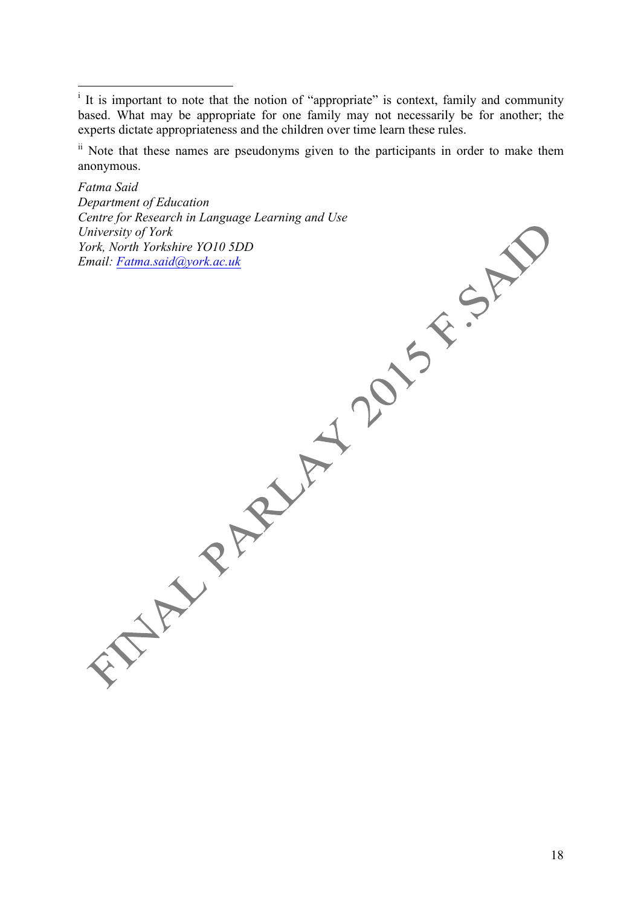[i] It is important to note that the notion of "appropriate" is context, family and community based. What may be appropriate for one family may not necessarily be for another; the experts dictate appropriateness and the children over time learn these rules.

[ii] Note that these names are pseudonyms given to the participants in order to make them anonymous.

*Fatma Said*
*Department of Education*
*Centre for Research in Language Learning and Use*
*University of York*
*York, North Yorkshire YO10 5DD*
*Email: Fatma.said@york.ac.uk*